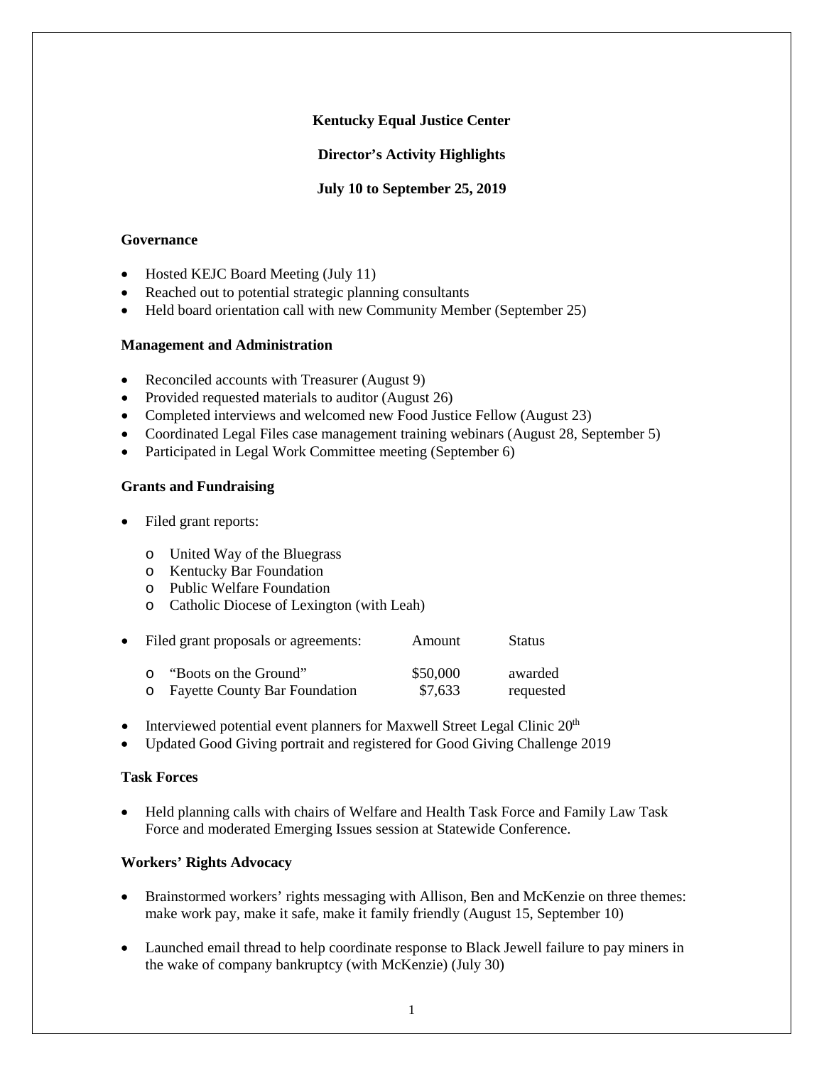**Kentucky Equal Justice Center**

**Director's Activity Highlights**

**July 10 to September 25, 2019**

**Governance**

- Hosted KEJC Board Meeting (July 11)
- Reached out to potential strategic planning consultants
- Held board orientation call with new Community Member (September 25)

**Management and Administration**

- Reconciled accounts with Treasurer (August 9)
- Provided requested materials to auditor (August 26)
- Completed interviews and welcomed new Food Justice Fellow (August 23)
- Coordinated Legal Files case management training webinars (August 28, September 5)
- Participated in Legal Work Committee meeting (September 6)

**Grants and Fundraising**

- Filed grant reports:
  - United Way of the Bluegrass
  - Kentucky Bar Foundation
  - Public Welfare Foundation
  - Catholic Diocese of Lexington (with Leah)

- Filed grant proposals or agreements:

| | Amount | Status |
|---|---|---|
| "Boots on the Ground" | $50,000 | awarded |
| Fayette County Bar Foundation | $7,633 | requested |

- Interviewed potential event planners for Maxwell Street Legal Clinic 20th
- Updated Good Giving portrait and registered for Good Giving Challenge 2019

**Task Forces**

- Held planning calls with chairs of Welfare and Health Task Force and Family Law Task Force and moderated Emerging Issues session at Statewide Conference.

**Workers' Rights Advocacy**

- Brainstormed workers' rights messaging with Allison, Ben and McKenzie on three themes: make work pay, make it safe, make it family friendly (August 15, September 10)

- Launched email thread to help coordinate response to Black Jewell failure to pay miners in the wake of company bankruptcy (with McKenzie) (July 30)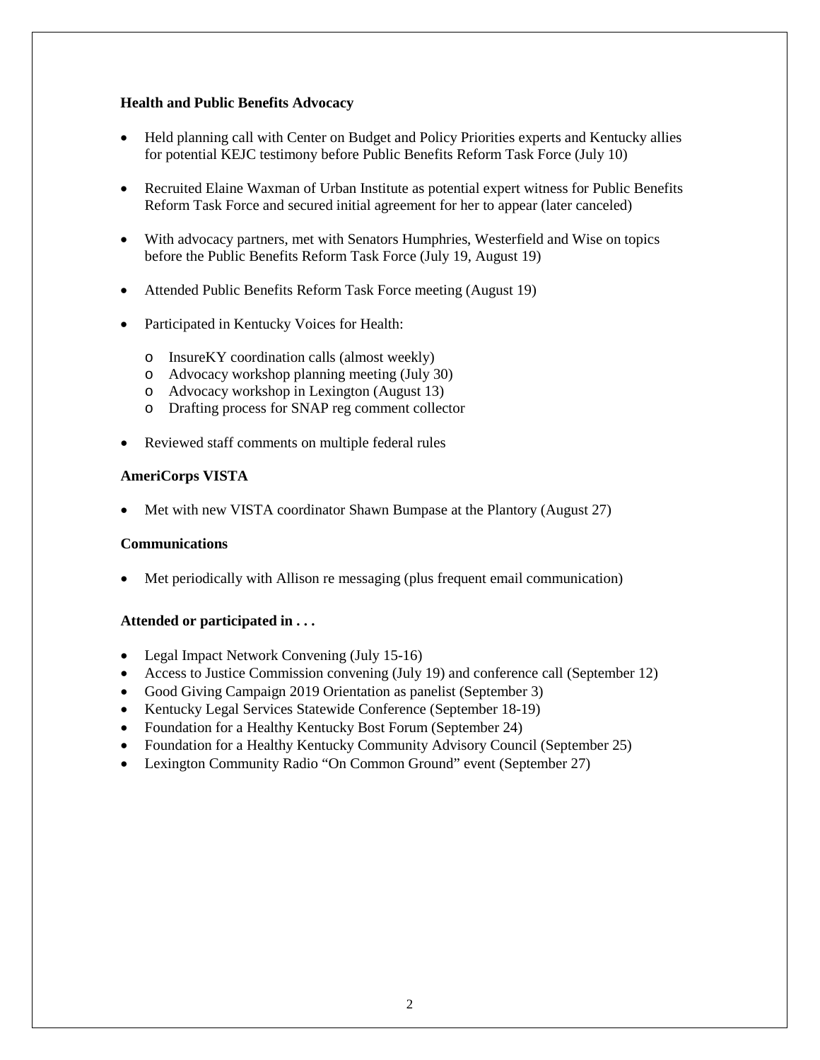**Health and Public Benefits Advocacy**

- Held planning call with Center on Budget and Policy Priorities experts and Kentucky allies for potential KEJC testimony before Public Benefits Reform Task Force (July 10)
- Recruited Elaine Waxman of Urban Institute as potential expert witness for Public Benefits Reform Task Force and secured initial agreement for her to appear (later canceled)
- With advocacy partners, met with Senators Humphries, Westerfield and Wise on topics before the Public Benefits Reform Task Force (July 19, August 19)
- Attended Public Benefits Reform Task Force meeting (August 19)
- Participated in Kentucky Voices for Health:
  - InsureKY coordination calls (almost weekly)
  - Advocacy workshop planning meeting (July 30)
  - Advocacy workshop in Lexington (August 13)
  - Drafting process for SNAP reg comment collector
- Reviewed staff comments on multiple federal rules

**AmeriCorps VISTA**

- Met with new VISTA coordinator Shawn Bumpase at the Plantory (August 27)

**Communications**

- Met periodically with Allison re messaging (plus frequent email communication)

**Attended or participated in . . .**

- Legal Impact Network Convening (July 15-16)
- Access to Justice Commission convening (July 19) and conference call (September 12)
- Good Giving Campaign 2019 Orientation as panelist (September 3)
- Kentucky Legal Services Statewide Conference (September 18-19)
- Foundation for a Healthy Kentucky Bost Forum (September 24)
- Foundation for a Healthy Kentucky Community Advisory Council (September 25)
- Lexington Community Radio "On Common Ground" event (September 27)